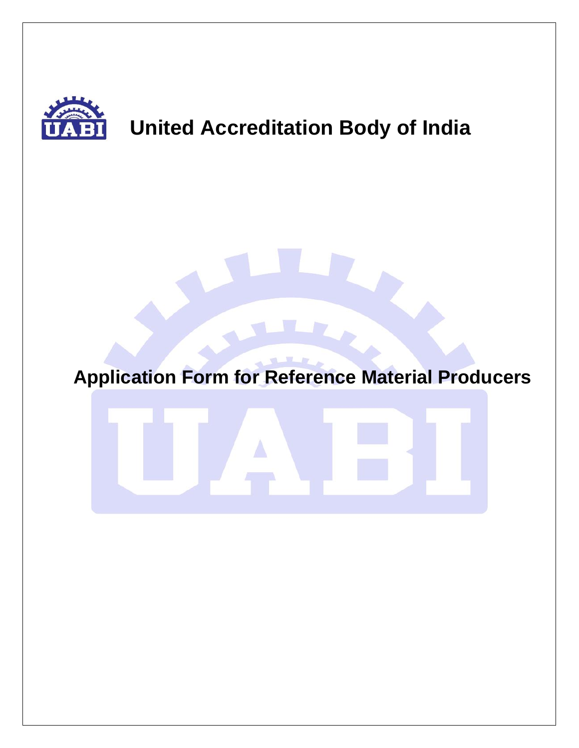# United Accreditation Body of India

## Application Form for Reference Material Producers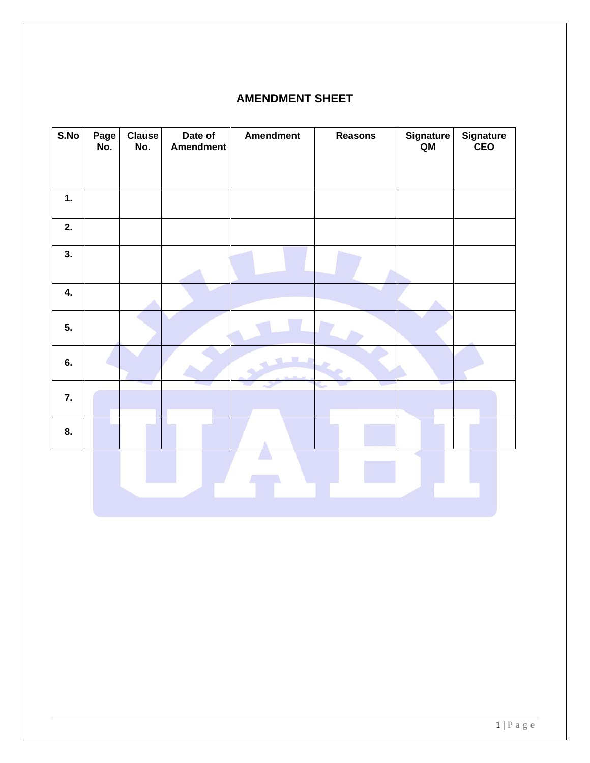# AMENDMENT SHEET

| S.No | Page No. | Clause No. | Date of Amendment | Amendment | Reasons | Signature QM | Signature CEO |
|---|---|---|---|---|---|---|---|
| 1. | | | | | | | |
| 2. | | | | | | | |
| 3. | | | | | | | |
| 4. | | | | | | | |
| 5. | | | | | | | |
| 6. | | | | | | | |
| 7. | | | | | | | |
| 8. | | | | | | | |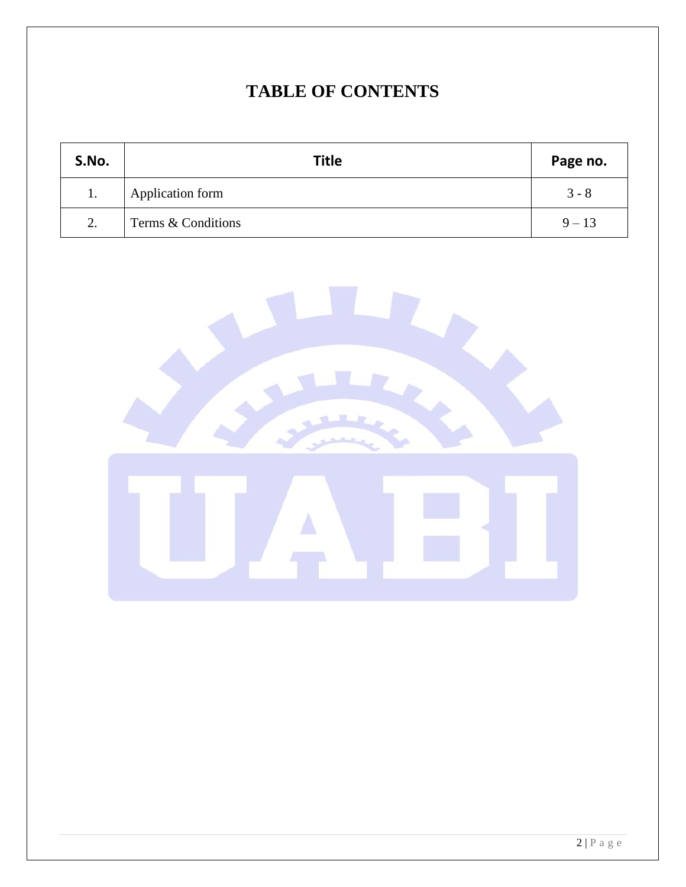# TABLE OF CONTENTS

| S.No. | Title | Page no. |
|---|---|---|
| 1. | Application form | 3 - 8 |
| 2. | Terms & Conditions | 9 – 13 |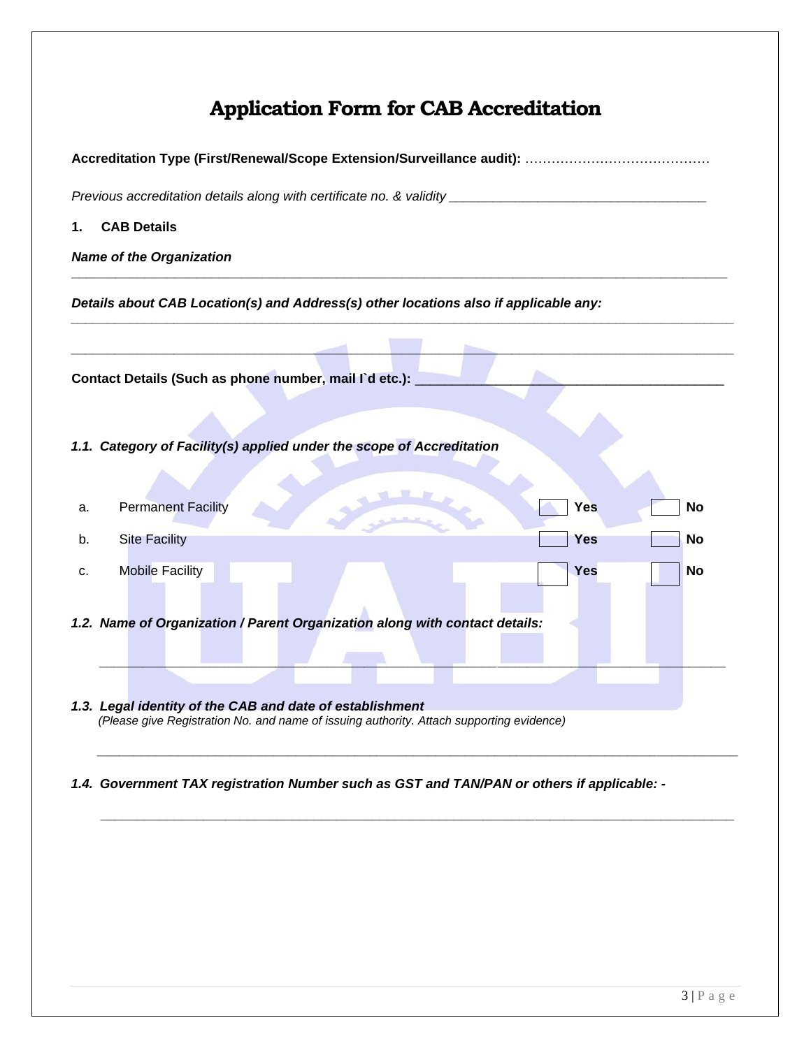# Application Form for CAB Accreditation

**Accreditation Type (First/Renewal/Scope Extension/Surveillance audit):** ……………………………………

*Previous accreditation details along with certificate no. & validity* ___________________________________

**1. CAB Details**

***Name of the Organization***

_____________________________________________________________________________________

***Details about CAB Location(s) and Address(s) other locations also if applicable any:***

_____________________________________________________________________________________

_____________________________________________________________________________________

**Contact Details (Such as phone number, mail I`d etc.):** __________________________________________

***1.1. Category of Facility(s) applied under the scope of Accreditation***

| | | | |
|---|---|---|---|
| a. | Permanent Facility | ☐ **Yes** | ☐ **No** |
| b. | Site Facility | ☐ **Yes** | ☐ **No** |
| c. | Mobile Facility | ☐ **Yes** | ☐ **No** |

***1.2. Name of Organization / Parent Organization along with contact details:***

_____________________________________________________________________________________

***1.3. Legal identity of the CAB and date of establishment***
*(Please give Registration No. and name of issuing authority. Attach supporting evidence)*

_____________________________________________________________________________________

***1.4. Government TAX registration Number such as GST and TAN/PAN or others if applicable: -***

_____________________________________________________________________________________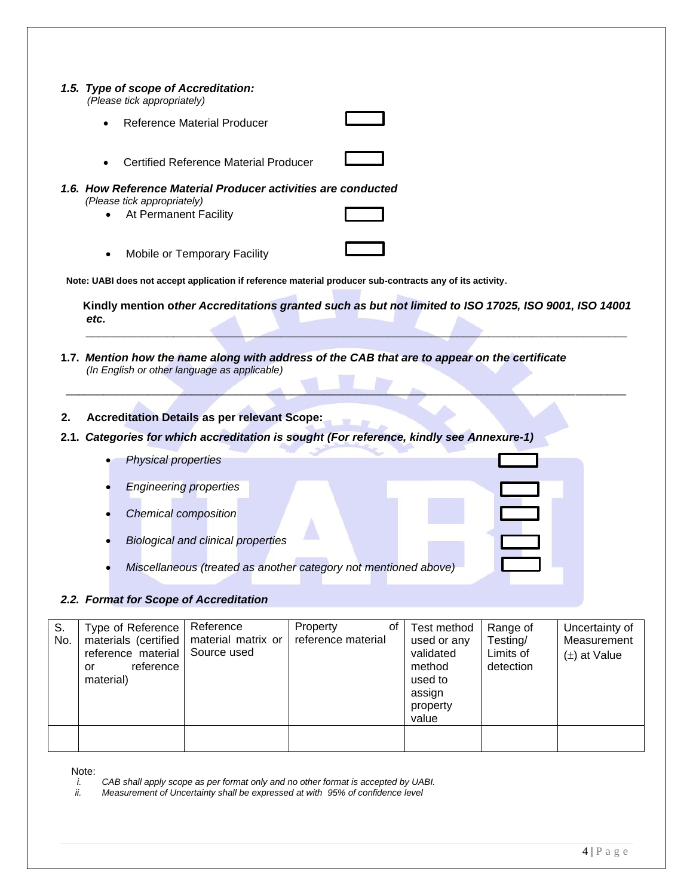### *1.5. Type of scope of Accreditation:*

*(Please tick appropriately)*

- Reference Material Producer ☐
- Certified Reference Material Producer ☐

### *1.6. How Reference Material Producer activities are conducted*

*(Please tick appropriately)*

- At Permanent Facility ☐
- Mobile or Temporary Facility ☐

**Note: UABI does not accept application if reference material producer sub-contracts any of its activity.**

**Kindly mention o*ther Accreditations granted such as but not limited to ISO 17025, ISO 9001, ISO 14001 etc.***

\_\_\_\_\_\_\_\_\_\_\_\_\_\_\_\_\_\_\_\_\_\_\_\_\_\_\_\_\_\_\_\_\_\_\_\_\_\_\_\_\_\_\_\_\_\_\_\_\_\_\_\_\_\_\_\_\_\_\_\_\_\_\_\_\_\_\_\_\_\_\_\_\_\_\_\_

### 1.7. *Mention how the name along with address of the CAB that are to appear on the certificate*

*(In English or other language as applicable)*

\_\_\_\_\_\_\_\_\_\_\_\_\_\_\_\_\_\_\_\_\_\_\_\_\_\_\_\_\_\_\_\_\_\_\_\_\_\_\_\_\_\_\_\_\_\_\_\_\_\_\_\_\_\_\_\_\_\_\_\_\_\_\_\_\_\_\_\_\_\_\_\_\_\_\_\_

## 2. Accreditation Details as per relevant Scope:

### 2.1. *Categories for which accreditation is sought (For reference, kindly see Annexure-1)*

- *Physical properties* ☐
- *Engineering properties* ☐
- *Chemical composition* ☐
- *Biological and clinical properties* ☐
- *Miscellaneous (treated as another category not mentioned above)* ☐

### *2.2. Format for Scope of Accreditation*

| S. No. | Type of Reference materials (certified reference material or reference material) | Reference material matrix or Source used | Property of reference material | Test method used or any validated method used to assign property value | Range of Testing/ Limits of detection | Uncertainty of Measurement (±) at Value |
|---|---|---|---|---|---|---|
| | | | | | | |

Note:

i. *CAB shall apply scope as per format only and no other format is accepted by UABI.*

ii. *Measurement of Uncertainty shall be expressed at with 95% of confidence level*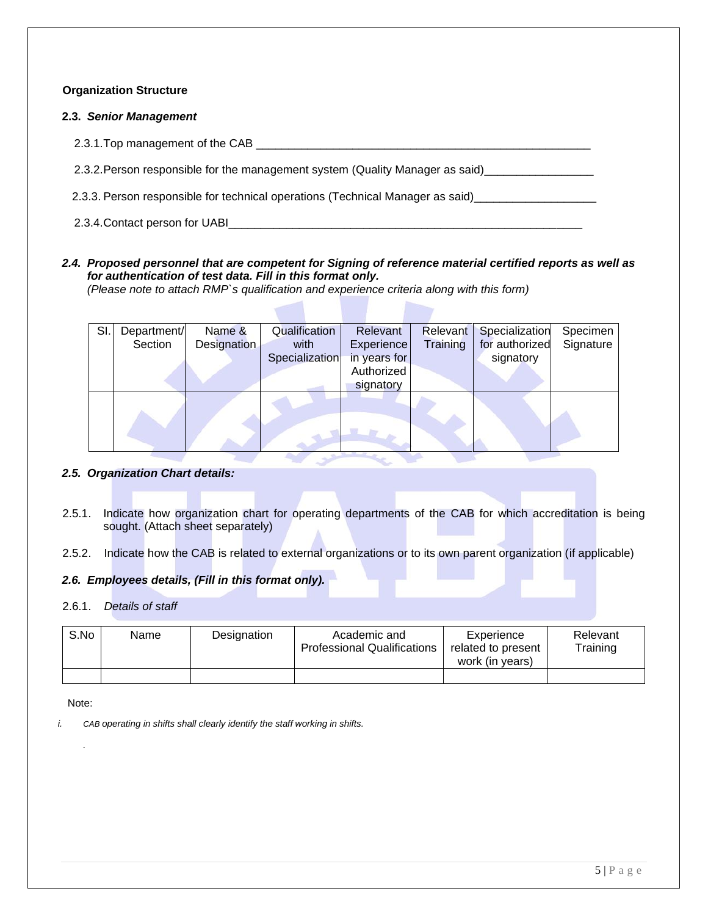**Organization Structure**

**2.3.** ***Senior Management***

2.3.1. Top management of the CAB ______________________________________________________

2.3.2. Person responsible for the management system (Quality Manager as said)_________________

2.3.3. Person responsible for technical operations (Technical Manager as said)___________________

2.3.4. Contact person for UABI_________________________________________________________

***2.4. Proposed personnel that are competent for Signing of reference material certified reports as well as for authentication of test data. Fill in this format only.***

*(Please note to attach RMP`s qualification and experience criteria along with this form)*

| Sl. | Department/ Section | Name & Designation | Qualification with Specialization | Relevant Experience in years for Authorized signatory | Relevant Training | Specialization for authorized signatory | Specimen Signature |
|---|---|---|---|---|---|---|---|
| | | | | | | | |

***2.5. Organization Chart details:***

2.5.1. Indicate how organization chart for operating departments of the CAB for which accreditation is being sought. (Attach sheet separately)

2.5.2. Indicate how the CAB is related to external organizations or to its own parent organization (if applicable)

***2.6. Employees details, (Fill in this format only).***

2.6.1. *Details of staff*

| S.No | Name | Designation | Academic and Professional Qualifications | Experience related to present work (in years) | Relevant Training |
|---|---|---|---|---|---|
| | | | | | |

Note:

*i. CAB operating in shifts shall clearly identify the staff working in shifts.*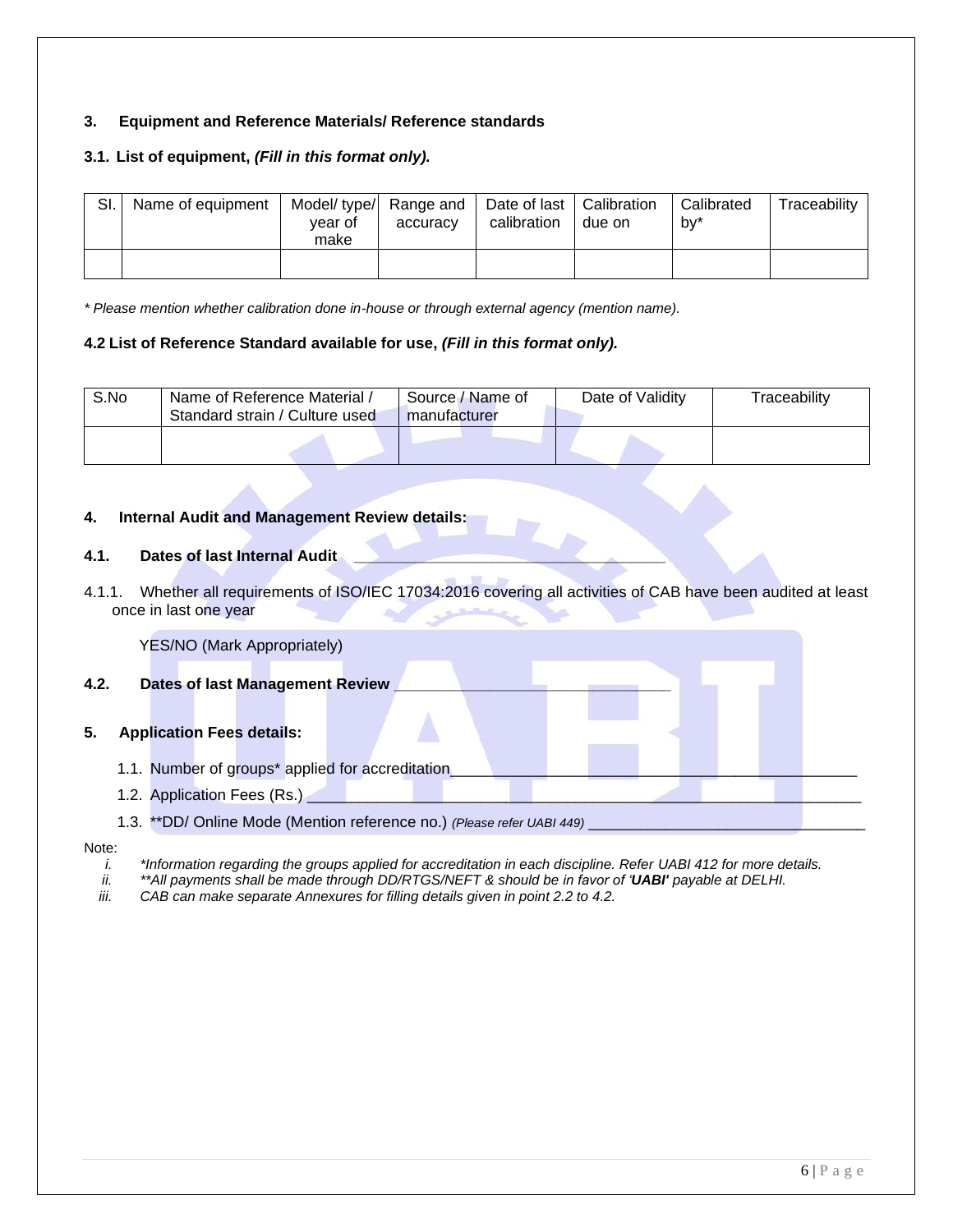### 3. Equipment and Reference Materials/ Reference standards

**3.1. List of equipment, *(Fill in this format only).***

| Sl. | Name of equipment | Model/ type/ year of make | Range and accuracy | Date of last calibration | Calibration due on | Calibrated by* | Traceability |
|---|---|---|---|---|---|---|---|
| | | | | | | | |

*\* Please mention whether calibration done in-house or through external agency (mention name).*

**4.2 List of Reference Standard available for use, *(Fill in this format only).***

| S.No | Name of Reference Material / Standard strain / Culture used | Source / Name of manufacturer | Date of Validity | Traceability |
|---|---|---|---|---|
| | | | | |

### 4. Internal Audit and Management Review details:

**4.1. Dates of last Internal Audit** ___________________________________

4.1.1. Whether all requirements of ISO/IEC 17034:2016 covering all activities of CAB have been audited at least once in last one year

YES/NO (Mark Appropriately)

**4.2. Dates of last Management Review** ______________________________

### 5. Application Fees details:

1.1. Number of groups* applied for accreditation ____________________________________________

1.2. Application Fees (Rs.) ____________________________________________________________

1.3. **DD/ Online Mode (Mention reference no.) *(Please refer UABI 449)* ______________________________

Note:

i. *\*Information regarding the groups applied for accreditation in each discipline. Refer UABI 412 for more details.*

ii. *\*\*All payments shall be made through DD/RTGS/NEFT & should be in favor of '**UABI'** payable at DELHI.*

iii. *CAB can make separate Annexures for filling details given in point 2.2 to 4.2.*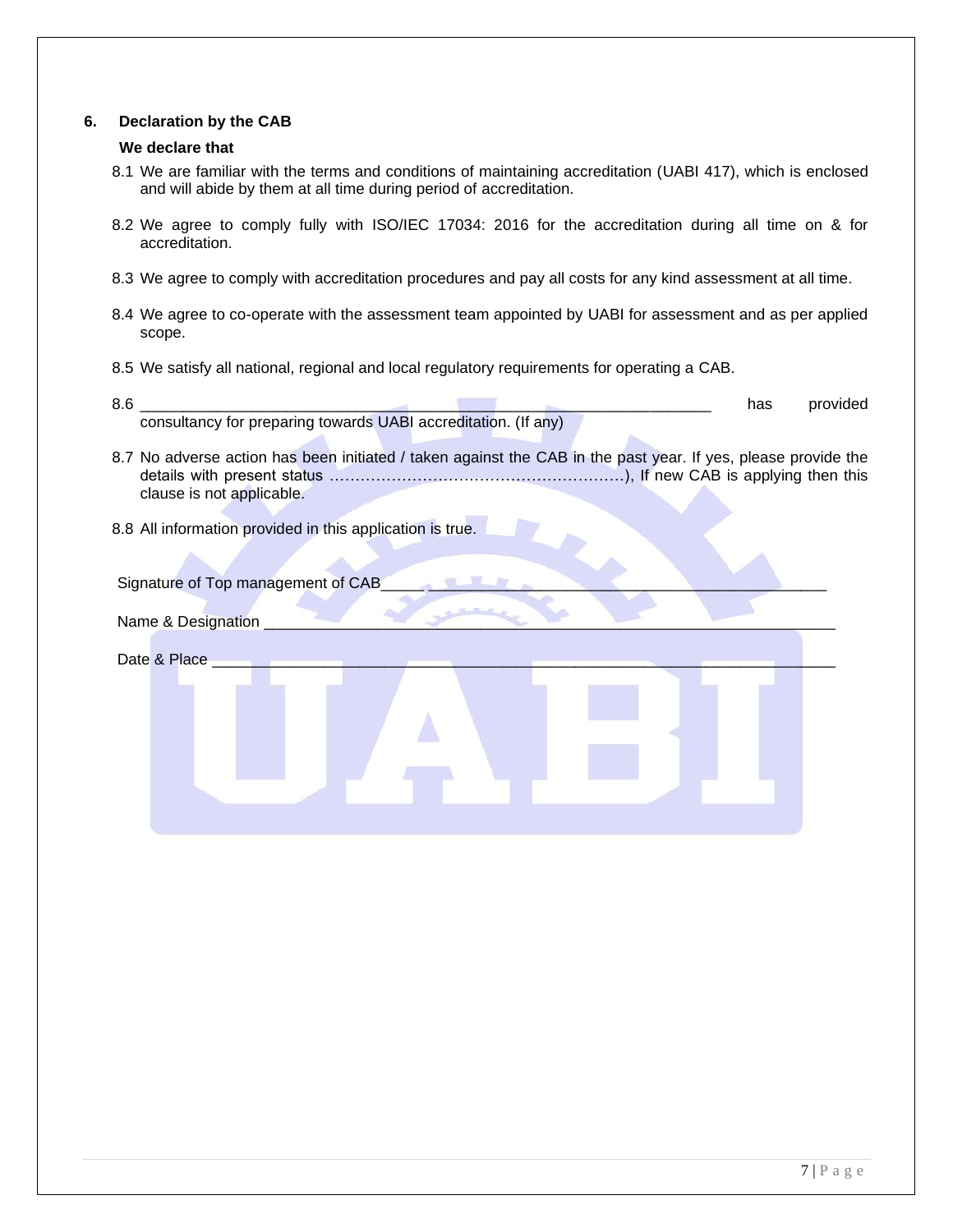## 6. Declaration by the CAB

**We declare that**

8.1 We are familiar with the terms and conditions of maintaining accreditation (UABI 417), which is enclosed and will abide by them at all time during period of accreditation.

8.2 We agree to comply fully with ISO/IEC 17034: 2016 for the accreditation during all time on & for accreditation.

8.3 We agree to comply with accreditation procedures and pay all costs for any kind assessment at all time.

8.4 We agree to co-operate with the assessment team appointed by UABI for assessment and as per applied scope.

8.5 We satisfy all national, regional and local regulatory requirements for operating a CAB.

8.6 ____________________________________________________________ has provided consultancy for preparing towards UABI accreditation. (If any)

8.7 No adverse action has been initiated / taken against the CAB in the past year. If yes, please provide the details with present status …………………………………………………), If new CAB is applying then this clause is not applicable.

8.8 All information provided in this application is true.

Signature of Top management of CAB_______________________________________________

Name & Designation ____________________________________________________________

Date & Place _________________________________________________________________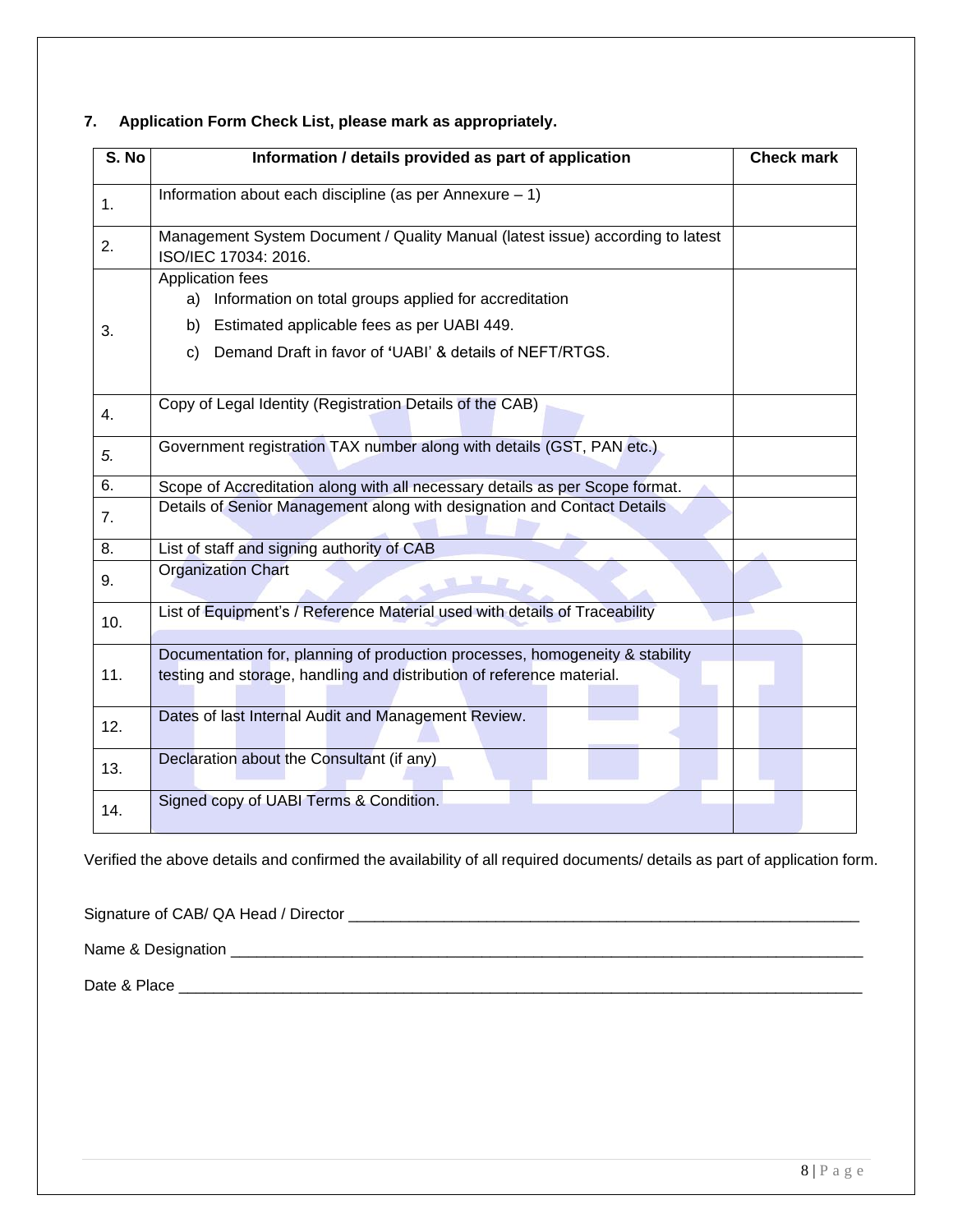## 7. Application Form Check List, please mark as appropriately.

| S. No | Information / details provided as part of application | Check mark |
|---|---|---|
| 1. | Information about each discipline (as per Annexure – 1) | |
| 2. | Management System Document / Quality Manual (latest issue) according to latest ISO/IEC 17034: 2016. | |
| 3. | Application fees<br>a) Information on total groups applied for accreditation<br>b) Estimated applicable fees as per UABI 449.<br>c) Demand Draft in favor of 'UABI' & details of NEFT/RTGS. | |
| 4. | Copy of Legal Identity (Registration Details of the CAB) | |
| *5.* | Government registration TAX number along with details (GST, PAN etc.) | |
| 6. | Scope of Accreditation along with all necessary details as per Scope format. | |
| 7. | Details of Senior Management along with designation and Contact Details | |
| 8. | List of staff and signing authority of CAB | |
| 9. | Organization Chart | |
| 10. | List of Equipment's / Reference Material used with details of Traceability | |
| 11. | Documentation for, planning of production processes, homogeneity & stability testing and storage, handling and distribution of reference material. | |
| 12. | Dates of last Internal Audit and Management Review. | |
| 13. | Declaration about the Consultant (if any) | |
| 14. | Signed copy of UABI Terms & Condition. | |

Verified the above details and confirmed the availability of all required documents/ details as part of application form.

Signature of CAB/ QA Head / Director ____________________________________________________________

Name & Designation ___________________________________________________________________________

Date & Place ________________________________________________________________________________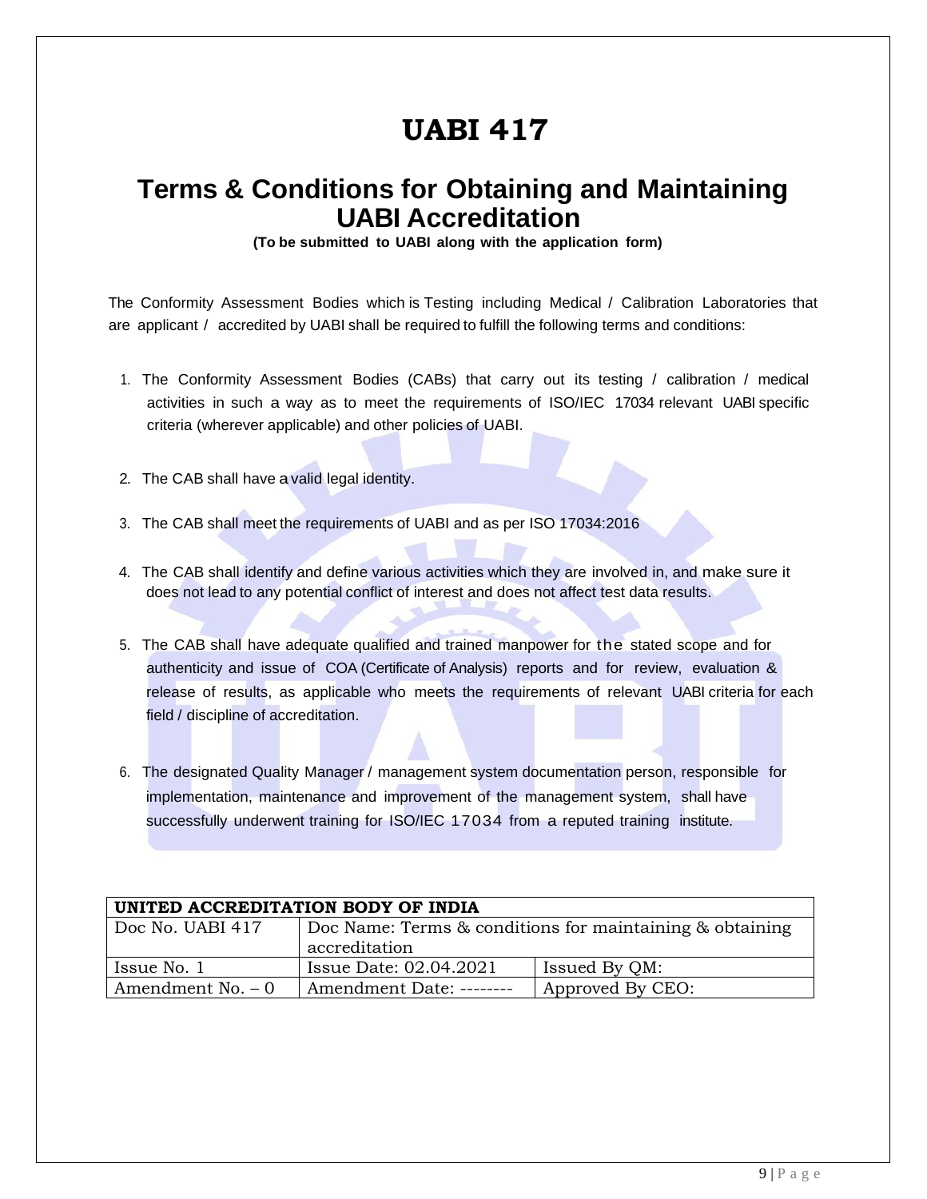# UABI 417

## Terms & Conditions for Obtaining and Maintaining UABI Accreditation

**(To be submitted to UABI along with the application form)**

The Conformity Assessment Bodies which is Testing including Medical / Calibration Laboratories that are applicant / accredited by UABI shall be required to fulfill the following terms and conditions:

1. The Conformity Assessment Bodies (CABs) that carry out its testing / calibration / medical activities in such a way as to meet the requirements of ISO/IEC 17034 relevant UABI specific criteria (wherever applicable) and other policies of UABI.
2. The CAB shall have a valid legal identity.
3. The CAB shall meet the requirements of UABI and as per ISO 17034:2016
4. The CAB shall identify and define various activities which they are involved in, and make sure it does not lead to any potential conflict of interest and does not affect test data results.
5. The CAB shall have adequate qualified and trained manpower for the stated scope and for authenticity and issue of COA (Certificate of Analysis) reports and for review, evaluation & release of results, as applicable who meets the requirements of relevant UABI criteria for each field / discipline of accreditation.
6. The designated Quality Manager / management system documentation person, responsible for implementation, maintenance and improvement of the management system, shall have successfully underwent training for ISO/IEC 17034 from a reputed training institute.

| UNITED ACCREDITATION BODY OF INDIA | | |
|---|---|---|
| Doc No. UABI 417 | Doc Name: Terms & conditions for maintaining & obtaining accreditation | |
| Issue No. 1 | Issue Date: 02.04.2021 | Issued By QM: |
| Amendment No. – 0 | Amendment Date: -------- | Approved By CEO: |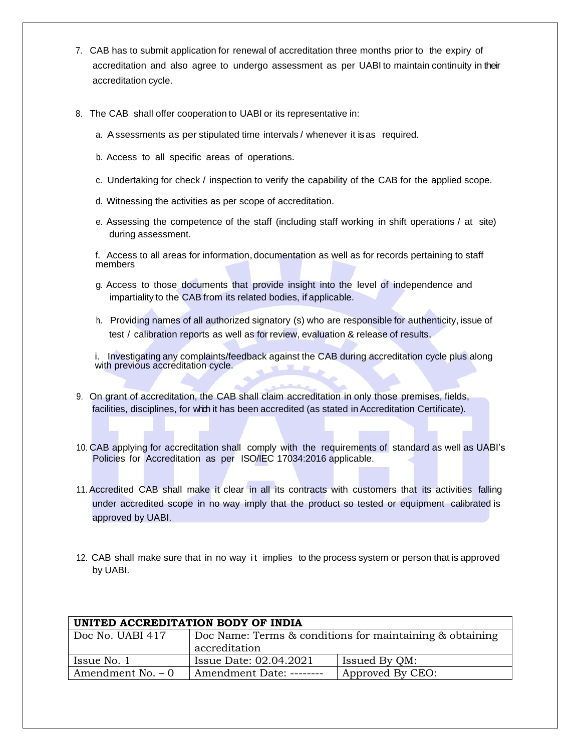7. CAB has to submit application for renewal of accreditation three months prior to the expiry of accreditation and also agree to undergo assessment as per UABI to maintain continuity in their accreditation cycle.

8. The CAB shall offer cooperation to UABI or its representative in:

   a. Assessments as per stipulated time intervals / whenever it is as required.

   b. Access to all specific areas of operations.

   c. Undertaking for check / inspection to verify the capability of the CAB for the applied scope.

   d. Witnessing the activities as per scope of accreditation.

   e. Assessing the competence of the staff (including staff working in shift operations / at site) during assessment.

   f. Access to all areas for information, documentation as well as for records pertaining to staff members

   g. Access to those documents that provide insight into the level of independence and impartiality to the CAB from its related bodies, if applicable.

   h. Providing names of all authorized signatory (s) who are responsible for authenticity, issue of test / calibration reports as well as for review, evaluation & release of results.

   i. Investigating any complaints/feedback against the CAB during accreditation cycle plus along with previous accreditation cycle.

9. On grant of accreditation, the CAB shall claim accreditation in only those premises, fields, facilities, disciplines, for which it has been accredited (as stated in Accreditation Certificate).

10. CAB applying for accreditation shall comply with the requirements of standard as well as UABI's Policies for Accreditation as per ISO/IEC 17034:2016 applicable.

11. Accredited CAB shall make it clear in all its contracts with customers that its activities falling under accredited scope in no way imply that the product so tested or equipment calibrated is approved by UABI.

12. CAB shall make sure that in no way it implies to the process system or person that is approved by UABI.

| UNITED ACCREDITATION BODY OF INDIA | | |
|---|---|---|
| Doc No. UABI 417 | Doc Name: Terms & conditions for maintaining & obtaining accreditation | |
| Issue No. 1 | Issue Date: 02.04.2021 | Issued By QM: |
| Amendment No. – 0 | Amendment Date: -------- | Approved By CEO: |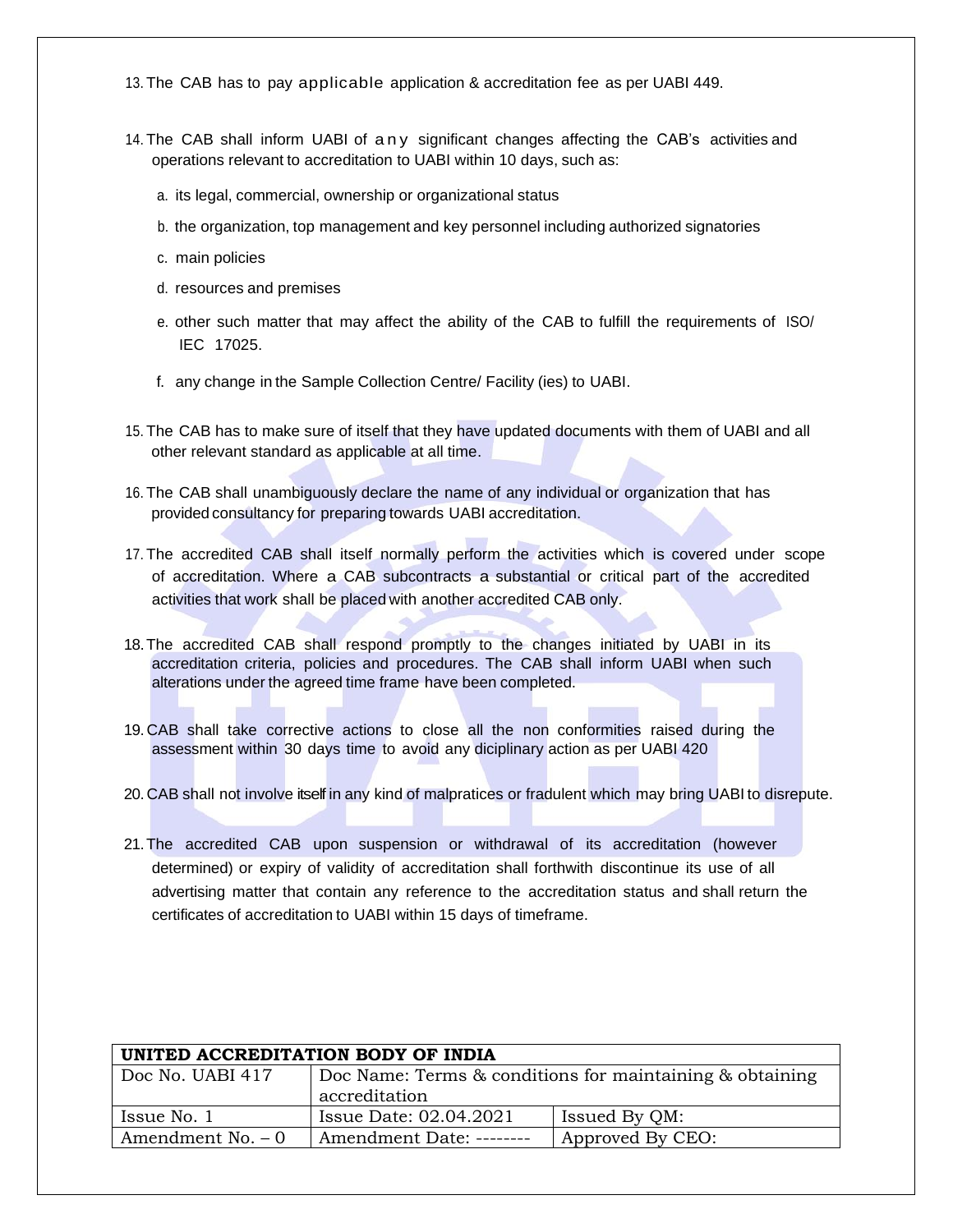13. The CAB has to pay applicable application & accreditation fee as per UABI 449.

14. The CAB shall inform UABI of any significant changes affecting the CAB's activities and operations relevant to accreditation to UABI within 10 days, such as:

    a. its legal, commercial, ownership or organizational status

    b. the organization, top management and key personnel including authorized signatories

    c. main policies

    d. resources and premises

    e. other such matter that may affect the ability of the CAB to fulfill the requirements of ISO/ IEC 17025.

    f. any change in the Sample Collection Centre/ Facility (ies) to UABI.

15. The CAB has to make sure of itself that they have updated documents with them of UABI and all other relevant standard as applicable at all time.

16. The CAB shall unambiguously declare the name of any individual or organization that has provided consultancy for preparing towards UABI accreditation.

17. The accredited CAB shall itself normally perform the activities which is covered under scope of accreditation. Where a CAB subcontracts a substantial or critical part of the accredited activities that work shall be placed with another accredited CAB only.

18. The accredited CAB shall respond promptly to the changes initiated by UABI in its accreditation criteria, policies and procedures. The CAB shall inform UABI when such alterations under the agreed time frame have been completed.

19. CAB shall take corrective actions to close all the non conformities raised during the assessment within 30 days time to avoid any diciplinary action as per UABI 420

20. CAB shall not involve itself in any kind of malpratices or fradulent which may bring UABI to disrepute.

21. The accredited CAB upon suspension or withdrawal of its accreditation (however determined) or expiry of validity of accreditation shall forthwith discontinue its use of all advertising matter that contain any reference to the accreditation status and shall return the certificates of accreditation to UABI within 15 days of timeframe.

| UNITED ACCREDITATION BODY OF INDIA | | |
|---|---|---|
| Doc No. UABI 417 | Doc Name: Terms & conditions for maintaining & obtaining accreditation | |
| Issue No. 1 | Issue Date: 02.04.2021 | Issued By QM: |
| Amendment No. – 0 | Amendment Date: -------- | Approved By CEO: |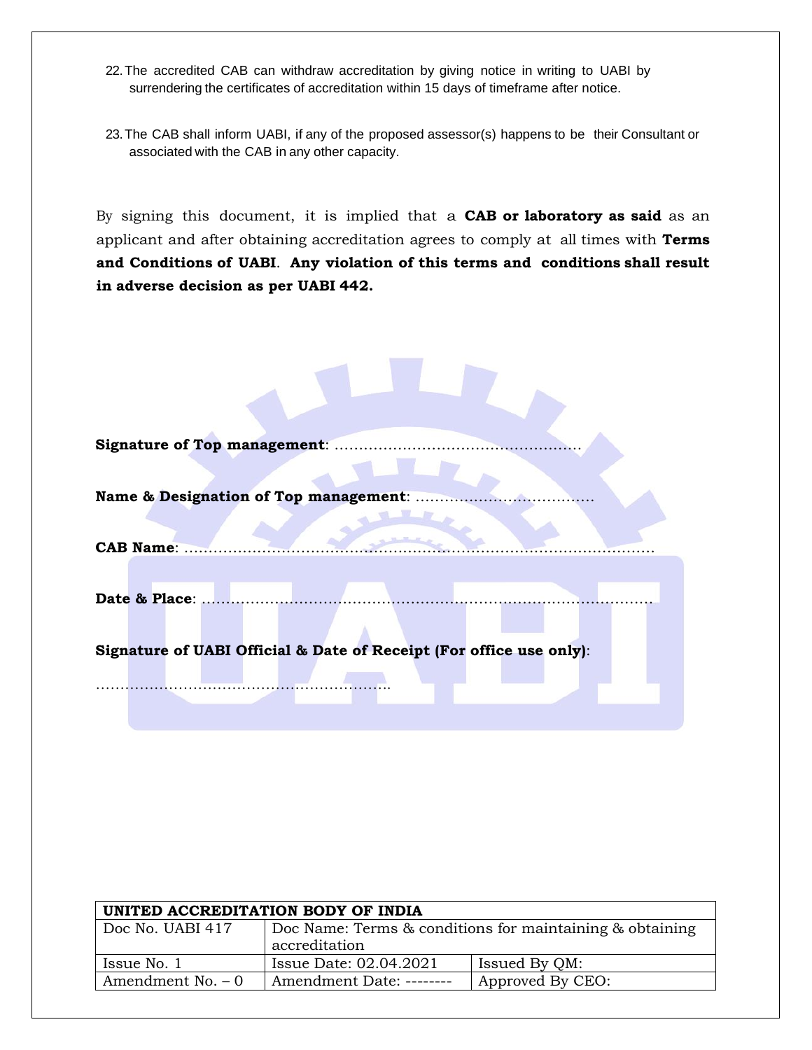22. The accredited CAB can withdraw accreditation by giving notice in writing to UABI by surrendering the certificates of accreditation within 15 days of timeframe after notice.

23. The CAB shall inform UABI, if any of the proposed assessor(s) happens to be their Consultant or associated with the CAB in any other capacity.

By signing this document, it is implied that a **CAB or laboratory as said** as an applicant and after obtaining accreditation agrees to comply at all times with **Terms and Conditions of UABI**. **Any violation of this terms and conditions shall result in adverse decision as per UABI 442.**

**Signature of Top management**: ……………………………………………

**Name & Designation of Top management**: ………………………………

**CAB Name**: ………………………………………………………………………………………

**Date & Place**: …………………………………………………………………………………

**Signature of UABI Official & Date of Receipt (For office use only)**:

……………………………………………………..

| UNITED ACCREDITATION BODY OF INDIA | | |
|---|---|---|
| Doc No. UABI 417 | Doc Name: Terms & conditions for maintaining & obtaining accreditation | |
| Issue No. 1 | Issue Date: 02.04.2021 | Issued By QM: |
| Amendment No. – 0 | Amendment Date: -------- | Approved By CEO: |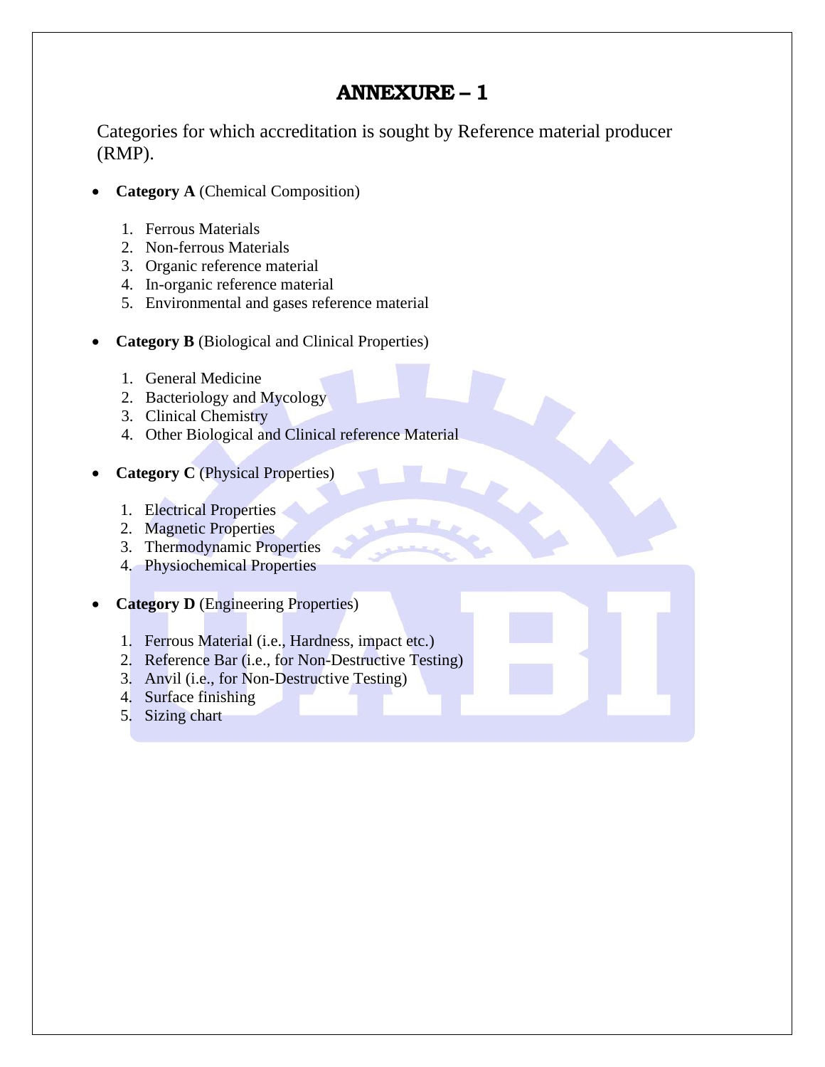# ANNEXURE – 1

Categories for which accreditation is sought by Reference material producer (RMP).

- **Category A** (Chemical Composition)

  1. Ferrous Materials
  2. Non-ferrous Materials
  3. Organic reference material
  4. In-organic reference material
  5. Environmental and gases reference material

- **Category B** (Biological and Clinical Properties)

  1. General Medicine
  2. Bacteriology and Mycology
  3. Clinical Chemistry
  4. Other Biological and Clinical reference Material

- **Category C** (Physical Properties)

  1. Electrical Properties
  2. Magnetic Properties
  3. Thermodynamic Properties
  4. Physiochemical Properties

- **Category D** (Engineering Properties)

  1. Ferrous Material (i.e., Hardness, impact etc.)
  2. Reference Bar (i.e., for Non-Destructive Testing)
  3. Anvil (i.e., for Non-Destructive Testing)
  4. Surface finishing
  5. Sizing chart